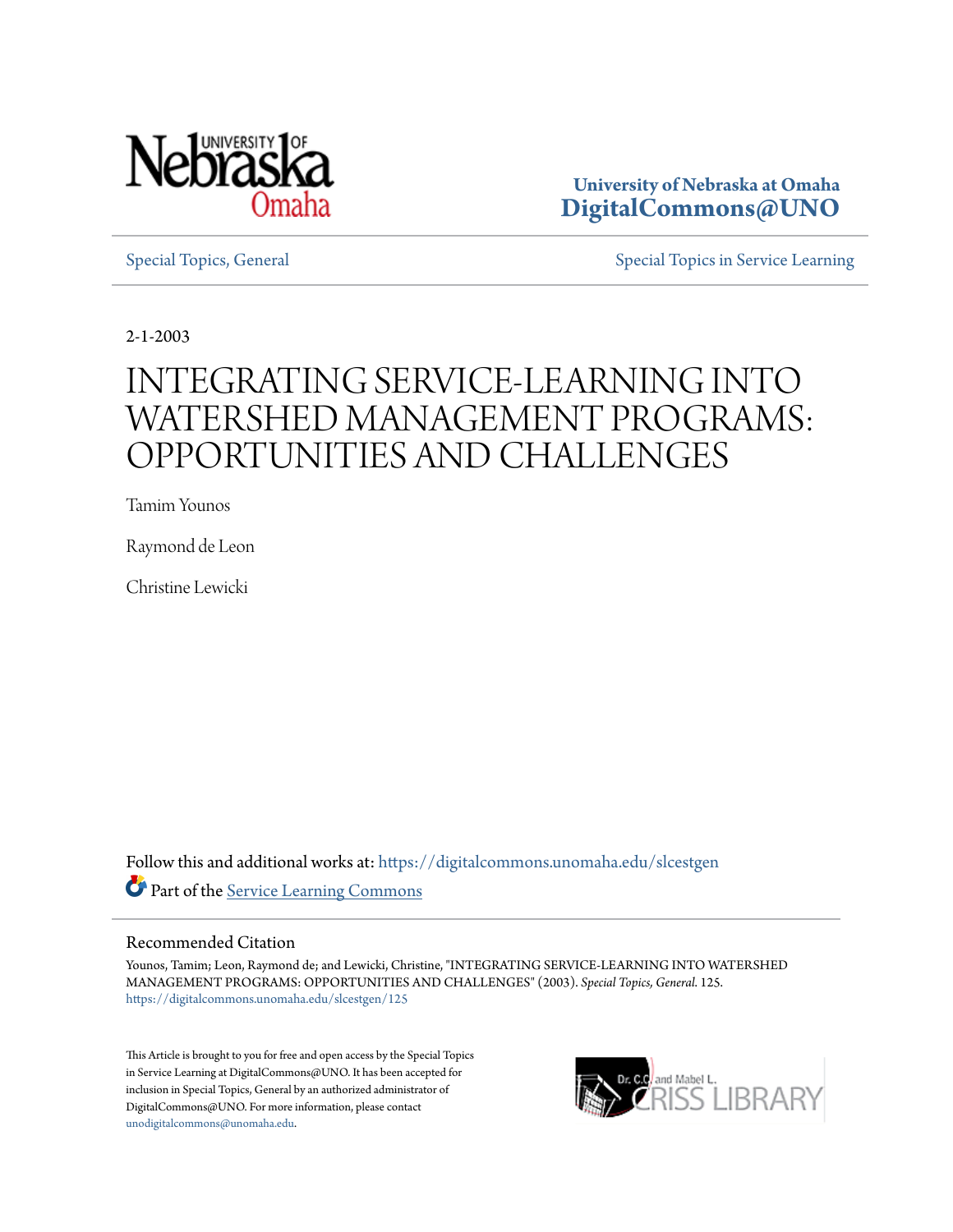University of Nebraska at Omaha
**DigitalCommons@UNO**

Special Topics, General

Special Topics in Service Learning

2-1-2003

# INTEGRATING SERVICE-LEARNING INTO WATERSHED MANAGEMENT PROGRAMS: OPPORTUNITIES AND CHALLENGES

Tamim Younos

Raymond de Leon

Christine Lewicki

Follow this and additional works at: https://digitalcommons.unomaha.edu/slcestgen

Part of the Service Learning Commons

## Recommended Citation

Younos, Tamim; Leon, Raymond de; and Lewicki, Christine, "INTEGRATING SERVICE-LEARNING INTO WATERSHED MANAGEMENT PROGRAMS: OPPORTUNITIES AND CHALLENGES" (2003). *Special Topics, General*. 125.
https://digitalcommons.unomaha.edu/slcestgen/125

This Article is brought to you for free and open access by the Special Topics in Service Learning at DigitalCommons@UNO. It has been accepted for inclusion in Special Topics, General by an authorized administrator of DigitalCommons@UNO. For more information, please contact unodigitalcommons@unomaha.edu.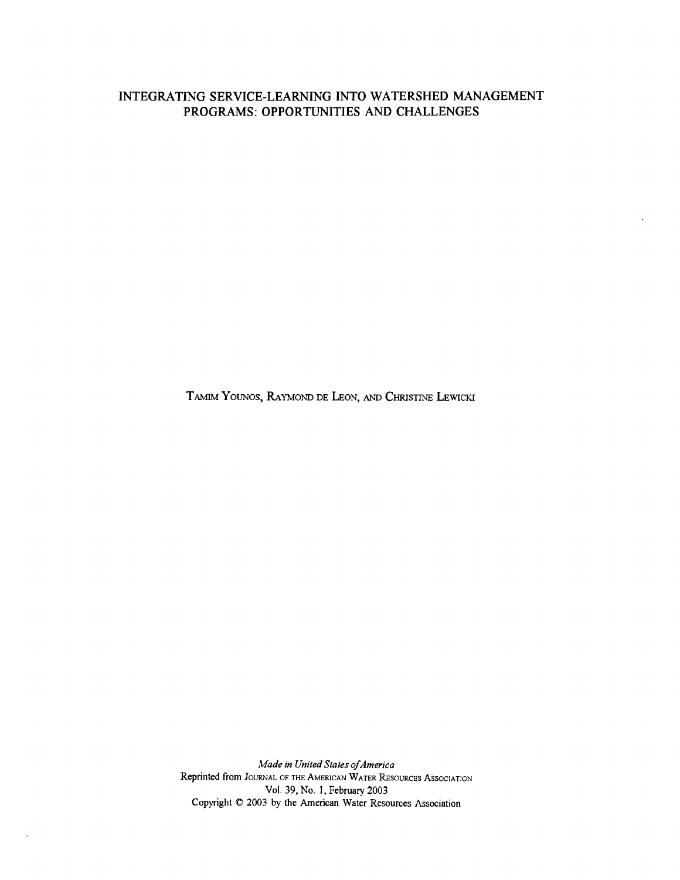# INTEGRATING SERVICE-LEARNING INTO WATERSHED MANAGEMENT PROGRAMS: OPPORTUNITIES AND CHALLENGES

TAMIM YOUNOS, RAYMOND DE LEON, AND CHRISTINE LEWICKI

*Made in United States of America*
Reprinted from JOURNAL OF THE AMERICAN WATER RESOURCES ASSOCIATION
Vol. 39, No. 1, February 2003
Copyright © 2003 by the American Water Resources Association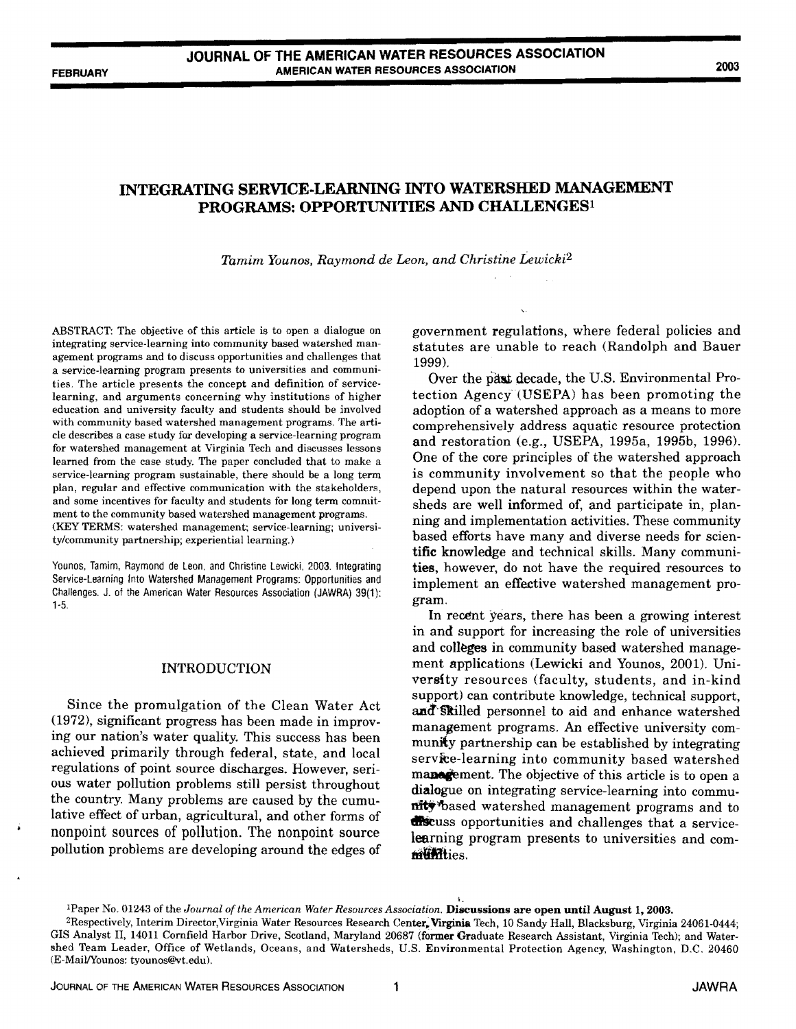# INTEGRATING SERVICE-LEARNING INTO WATERSHED MANAGEMENT PROGRAMS: OPPORTUNITIES AND CHALLENGES[1]

*Tamim Younos, Raymond de Leon, and Christine Lewicki*[2]

ABSTRACT: The objective of this article is to open a dialogue on integrating service-learning into community based watershed management programs and to discuss opportunities and challenges that a service-learning program presents to universities and communities. The article presents the concept and definition of service-learning, and arguments concerning why institutions of higher education and university faculty and students should be involved with community based watershed management programs. The article describes a case study for developing a service-learning program for watershed management at Virginia Tech and discusses lessons learned from the case study. The paper concluded that to make a service-learning program sustainable, there should be a long term plan, regular and effective communication with the stakeholders, and some incentives for faculty and students for long term commitment to the community based watershed management programs.
(KEY TERMS: watershed management; service-learning; university/community partnership; experiential learning.)

Younos, Tamim, Raymond de Leon, and Christine Lewicki, 2003. Integrating Service-Learning Into Watershed Management Programs: Opportunities and Challenges. J. of the American Water Resources Association (JAWRA) 39(1): 1-5.

## INTRODUCTION

Since the promulgation of the Clean Water Act (1972), significant progress has been made in improving our nation's water quality. This success has been achieved primarily through federal, state, and local regulations of point source discharges. However, serious water pollution problems still persist throughout the country. Many problems are caused by the cumulative effect of urban, agricultural, and other forms of nonpoint sources of pollution. The nonpoint source pollution problems are developing around the edges of government regulations, where federal policies and statutes are unable to reach (Randolph and Bauer 1999).

Over the past decade, the U.S. Environmental Protection Agency (USEPA) has been promoting the adoption of a watershed approach as a means to more comprehensively address aquatic resource protection and restoration (e.g., USEPA, 1995a, 1995b, 1996). One of the core principles of the watershed approach is community involvement so that the people who depend upon the natural resources within the watersheds are well informed of, and participate in, planning and implementation activities. These community based efforts have many and diverse needs for scientific knowledge and technical skills. Many communities, however, do not have the required resources to implement an effective watershed management program.

In recent years, there has been a growing interest in and support for increasing the role of universities and colleges in community based watershed management applications (Lewicki and Younos, 2001). University resources (faculty, students, and in-kind support) can contribute knowledge, technical support, and skilled personnel to aid and enhance watershed management programs. An effective university community partnership can be established by integrating service-learning into community based watershed management. The objective of this article is to open a dialogue on integrating service-learning into community based watershed management programs and to discuss opportunities and challenges that a service-learning program presents to universities and communities.

[1]Paper No. 01243 of the *Journal of the American Water Resources Association*. **Discussions are open until August 1, 2003.**

[2]Respectively, Interim Director, Virginia Water Resources Research Center, Virginia Tech, 10 Sandy Hall, Blacksburg, Virginia 24061-0444; GIS Analyst II, 14011 Cornfield Harbor Drive, Scotland, Maryland 20687 (former Graduate Research Assistant, Virginia Tech); and Watershed Team Leader, Office of Wetlands, Oceans, and Watersheds, U.S. Environmental Protection Agency, Washington, D.C. 20460 (E-Mail/Younos: tyounos@vt.edu).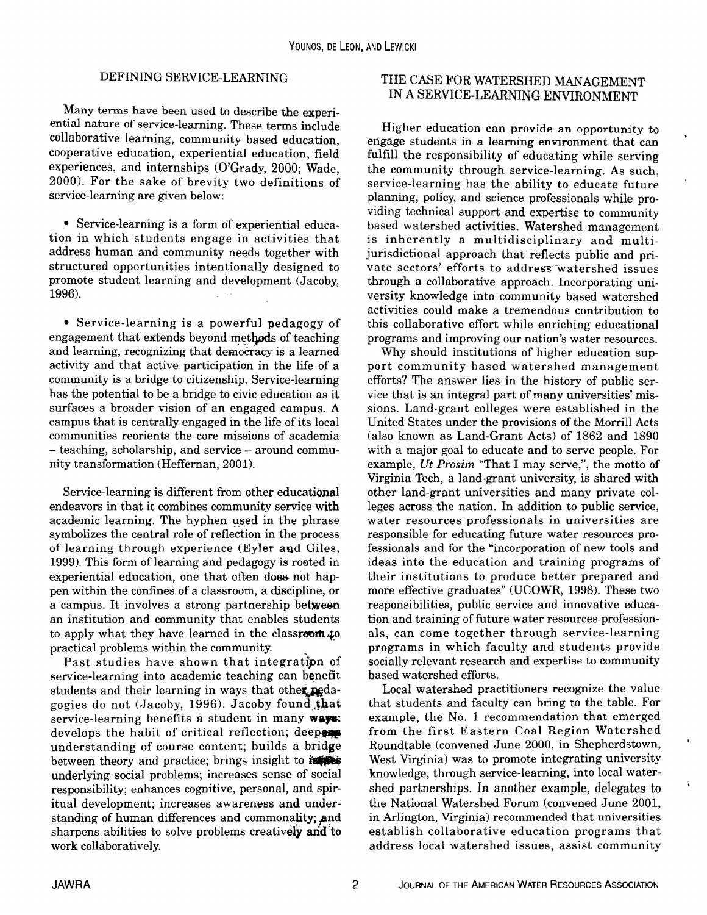## DEFINING SERVICE-LEARNING

Many terms have been used to describe the experiential nature of service-learning. These terms include collaborative learning, community based education, cooperative education, experiential education, field experiences, and internships (O'Grady, 2000; Wade, 2000). For the sake of brevity two definitions of service-learning are given below:

- Service-learning is a form of experiential education in which students engage in activities that address human and community needs together with structured opportunities intentionally designed to promote student learning and development (Jacoby, 1996).

- Service-learning is a powerful pedagogy of engagement that extends beyond methods of teaching and learning, recognizing that democracy is a learned activity and that active participation in the life of a community is a bridge to citizenship. Service-learning has the potential to be a bridge to civic education as it surfaces a broader vision of an engaged campus. A campus that is centrally engaged in the life of its local communities reorients the core missions of academia – teaching, scholarship, and service – around community transformation (Heffernan, 2001).

Service-learning is different from other educational endeavors in that it combines community service with academic learning. The hyphen used in the phrase symbolizes the central role of reflection in the process of learning through experience (Eyler and Giles, 1999). This form of learning and pedagogy is rooted in experiential education, one that often does not happen within the confines of a classroom, a discipline, or a campus. It involves a strong partnership between an institution and community that enables students to apply what they have learned in the classroom to practical problems within the community.

Past studies have shown that integration of service-learning into academic teaching can benefit students and their learning in ways that other pedagogies do not (Jacoby, 1996). Jacoby found that service-learning benefits a student in many ways: develops the habit of critical reflection; deepens understanding of course content; builds a bridge between theory and practice; brings insight to issues underlying social problems; increases sense of social responsibility; enhances cognitive, personal, and spiritual development; increases awareness and understanding of human differences and commonality; and sharpens abilities to solve problems creatively and to work collaboratively.

## THE CASE FOR WATERSHED MANAGEMENT IN A SERVICE-LEARNING ENVIRONMENT

Higher education can provide an opportunity to engage students in a learning environment that can fulfill the responsibility of educating while serving the community through service-learning. As such, service-learning has the ability to educate future planning, policy, and science professionals while providing technical support and expertise to community based watershed activities. Watershed management is inherently a multidisciplinary and multijurisdictional approach that reflects public and private sectors' efforts to address watershed issues through a collaborative approach. Incorporating university knowledge into community based watershed activities could make a tremendous contribution to this collaborative effort while enriching educational programs and improving our nation's water resources.

Why should institutions of higher education support community based watershed management efforts? The answer lies in the history of public service that is an integral part of many universities' missions. Land-grant colleges were established in the United States under the provisions of the Morrill Acts (also known as Land-Grant Acts) of 1862 and 1890 with a major goal to educate and to serve people. For example, *Ut Prosim* "That I may serve,", the motto of Virginia Tech, a land-grant university, is shared with other land-grant universities and many private colleges across the nation. In addition to public service, water resources professionals in universities are responsible for educating future water resources professionals and for the "incorporation of new tools and ideas into the education and training programs of their institutions to produce better prepared and more effective graduates" (UCOWR, 1998). These two responsibilities, public service and innovative education and training of future water resources professionals, can come together through service-learning programs in which faculty and students provide socially relevant research and expertise to community based watershed efforts.

Local watershed practitioners recognize the value that students and faculty can bring to the table. For example, the No. 1 recommendation that emerged from the first Eastern Coal Region Watershed Roundtable (convened June 2000, in Shepherdstown, West Virginia) was to promote integrating university knowledge, through service-learning, into local watershed partnerships. In another example, delegates to the National Watershed Forum (convened June 2001, in Arlington, Virginia) recommended that universities establish collaborative education programs that address local watershed issues, assist community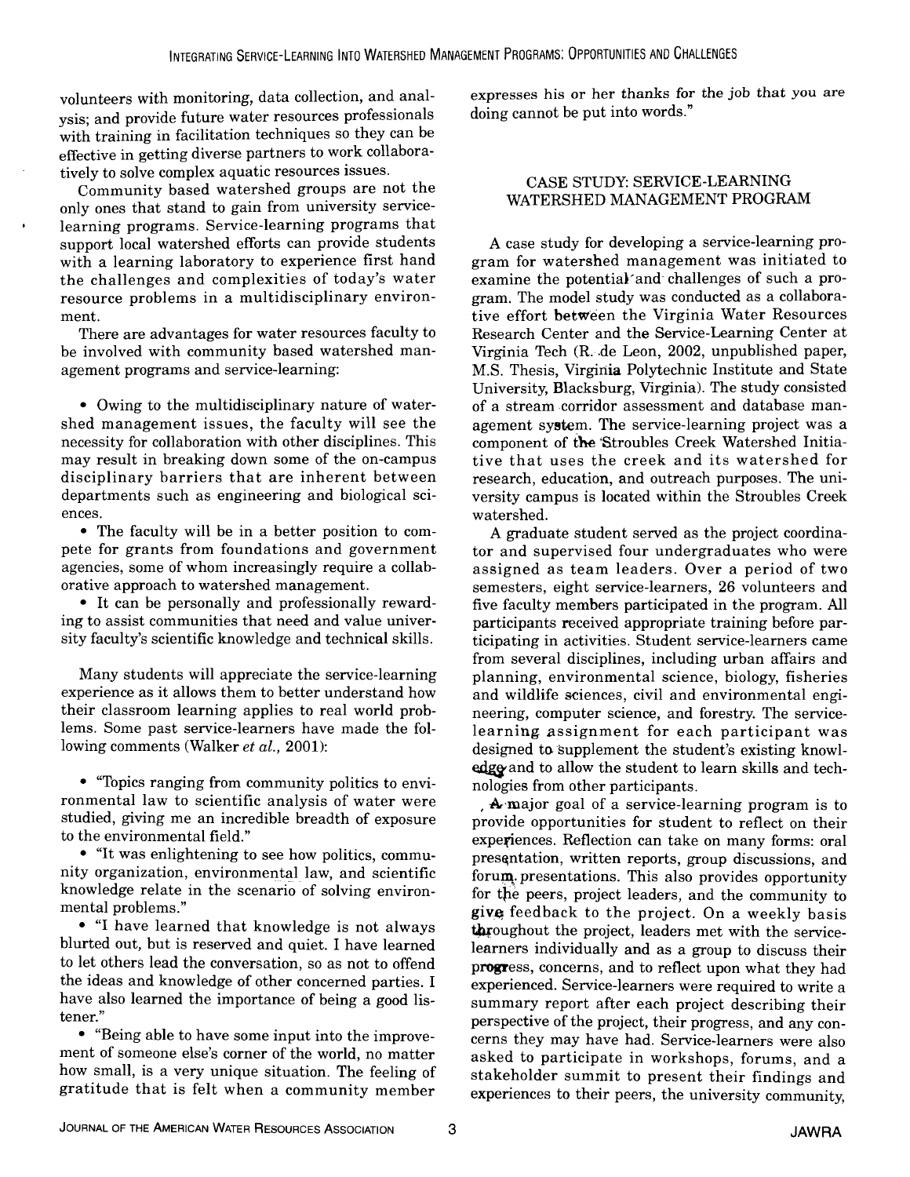volunteers with monitoring, data collection, and analysis; and provide future water resources professionals with training in facilitation techniques so they can be effective in getting diverse partners to work collaboratively to solve complex aquatic resources issues.

Community based watershed groups are not the only ones that stand to gain from university service-learning programs. Service-learning programs that support local watershed efforts can provide students with a learning laboratory to experience first hand the challenges and complexities of today's water resource problems in a multidisciplinary environment.

There are advantages for water resources faculty to be involved with community based watershed management programs and service-learning:

- Owing to the multidisciplinary nature of watershed management issues, the faculty will see the necessity for collaboration with other disciplines. This may result in breaking down some of the on-campus disciplinary barriers that are inherent between departments such as engineering and biological sciences.
- The faculty will be in a better position to compete for grants from foundations and government agencies, some of whom increasingly require a collaborative approach to watershed management.
- It can be personally and professionally rewarding to assist communities that need and value university faculty's scientific knowledge and technical skills.

Many students will appreciate the service-learning experience as it allows them to better understand how their classroom learning applies to real world problems. Some past service-learners have made the following comments (Walker *et al.*, 2001):

- "Topics ranging from community politics to environmental law to scientific analysis of water were studied, giving me an incredible breadth of exposure to the environmental field."
- "It was enlightening to see how politics, community organization, environmental law, and scientific knowledge relate in the scenario of solving environmental problems."
- "I have learned that knowledge is not always blurted out, but is reserved and quiet. I have learned to let others lead the conversation, so as not to offend the ideas and knowledge of other concerned parties. I have also learned the importance of being a good listener."
- "Being able to have some input into the improvement of someone else's corner of the world, no matter how small, is a very unique situation. The feeling of gratitude that is felt when a community member expresses his or her thanks for the job that you are doing cannot be put into words."

## CASE STUDY: SERVICE-LEARNING WATERSHED MANAGEMENT PROGRAM

A case study for developing a service-learning program for watershed management was initiated to examine the potential and challenges of such a program. The model study was conducted as a collaborative effort between the Virginia Water Resources Research Center and the Service-Learning Center at Virginia Tech (R. de Leon, 2002, unpublished paper, M.S. Thesis, Virginia Polytechnic Institute and State University, Blacksburg, Virginia). The study consisted of a stream corridor assessment and database management system. The service-learning project was a component of the Stroubles Creek Watershed Initiative that uses the creek and its watershed for research, education, and outreach purposes. The university campus is located within the Stroubles Creek watershed.

A graduate student served as the project coordinator and supervised four undergraduates who were assigned as team leaders. Over a period of two semesters, eight service-learners, 26 volunteers and five faculty members participated in the program. All participants received appropriate training before participating in activities. Student service-learners came from several disciplines, including urban affairs and planning, environmental science, biology, fisheries and wildlife sciences, civil and environmental engineering, computer science, and forestry. The service-learning assignment for each participant was designed to supplement the student's existing knowledge and to allow the student to learn skills and technologies from other participants.

A major goal of a service-learning program is to provide opportunities for student to reflect on their experiences. Reflection can take on many forms: oral presentation, written reports, group discussions, and forum presentations. This also provides opportunity for the peers, project leaders, and the community to give feedback to the project. On a weekly basis throughout the project, leaders met with the service-learners individually and as a group to discuss their progress, concerns, and to reflect upon what they had experienced. Service-learners were required to write a summary report after each project describing their perspective of the project, their progress, and any concerns they may have had. Service-learners were also asked to participate in workshops, forums, and a stakeholder summit to present their findings and experiences to their peers, the university community,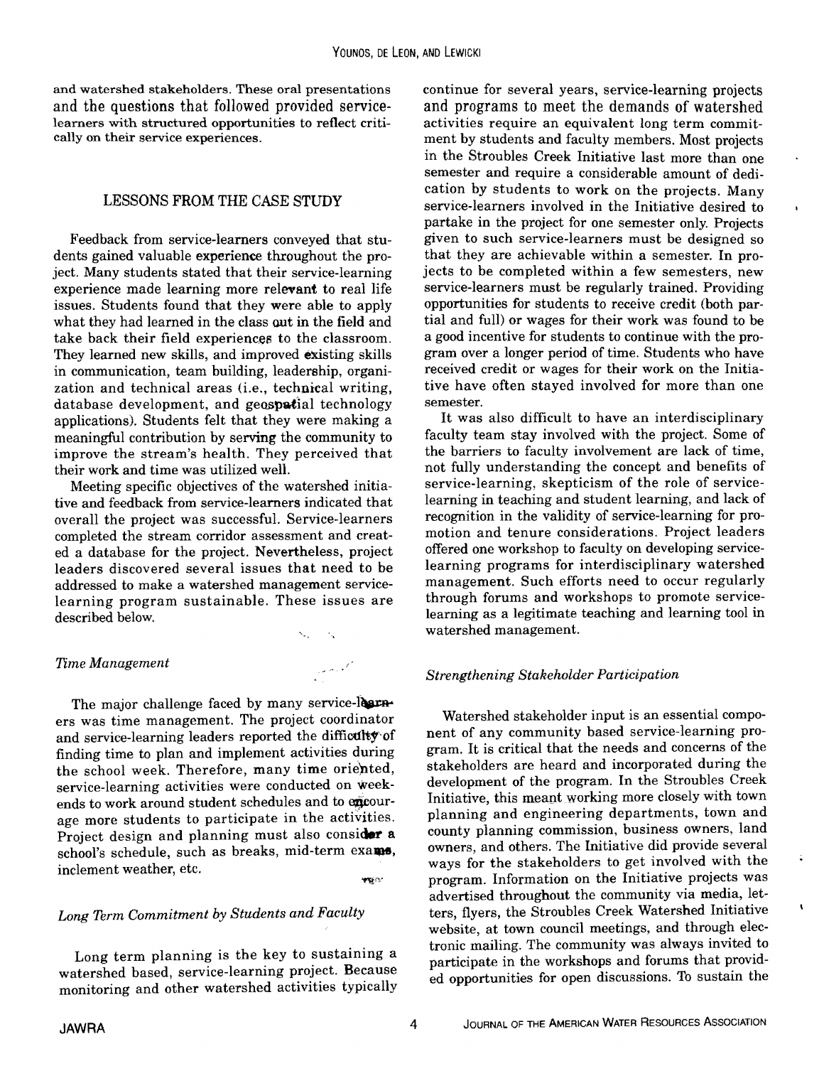and watershed stakeholders. These oral presentations and the questions that followed provided service-learners with structured opportunities to reflect critically on their service experiences.

## LESSONS FROM THE CASE STUDY

Feedback from service-learners conveyed that students gained valuable experience throughout the project. Many students stated that their service-learning experience made learning more relevant to real life issues. Students found that they were able to apply what they had learned in the class out in the field and take back their field experiences to the classroom. They learned new skills, and improved existing skills in communication, team building, leadership, organization and technical areas (i.e., technical writing, database development, and geospatial technology applications). Students felt that they were making a meaningful contribution by serving the community to improve the stream's health. They perceived that their work and time was utilized well.

Meeting specific objectives of the watershed initiative and feedback from service-learners indicated that overall the project was successful. Service-learners completed the stream corridor assessment and created a database for the project. Nevertheless, project leaders discovered several issues that need to be addressed to make a watershed management service-learning program sustainable. These issues are described below.

### *Time Management*

The major challenge faced by many service-learners was time management. The project coordinator and service-learning leaders reported the difficulty of finding time to plan and implement activities during the school week. Therefore, many time oriented, service-learning activities were conducted on weekends to work around student schedules and to encourage more students to participate in the activities. Project design and planning must also consider a school's schedule, such as breaks, mid-term exams, inclement weather, etc.

### *Long Term Commitment by Students and Faculty*

Long term planning is the key to sustaining a watershed based, service-learning project. Because monitoring and other watershed activities typically continue for several years, service-learning projects and programs to meet the demands of watershed activities require an equivalent long term commitment by students and faculty members. Most projects in the Stroubles Creek Initiative last more than one semester and require a considerable amount of dedication by students to work on the projects. Many service-learners involved in the Initiative desired to partake in the project for one semester only. Projects given to such service-learners must be designed so that they are achievable within a semester. In projects to be completed within a few semesters, new service-learners must be regularly trained. Providing opportunities for students to receive credit (both partial and full) or wages for their work was found to be a good incentive for students to continue with the program over a longer period of time. Students who have received credit or wages for their work on the Initiative have often stayed involved for more than one semester.

It was also difficult to have an interdisciplinary faculty team stay involved with the project. Some of the barriers to faculty involvement are lack of time, not fully understanding the concept and benefits of service-learning, skepticism of the role of service-learning in teaching and student learning, and lack of recognition in the validity of service-learning for promotion and tenure considerations. Project leaders offered one workshop to faculty on developing service-learning programs for interdisciplinary watershed management. Such efforts need to occur regularly through forums and workshops to promote service-learning as a legitimate teaching and learning tool in watershed management.

### *Strengthening Stakeholder Participation*

Watershed stakeholder input is an essential component of any community based service-learning program. It is critical that the needs and concerns of the stakeholders are heard and incorporated during the development of the program. In the Stroubles Creek Initiative, this meant working more closely with town planning and engineering departments, town and county planning commission, business owners, land owners, and others. The Initiative did provide several ways for the stakeholders to get involved with the program. Information on the Initiative projects was advertised throughout the community via media, letters, flyers, the Stroubles Creek Watershed Initiative website, at town council meetings, and through electronic mailing. The community was always invited to participate in the workshops and forums that provided opportunities for open discussions. To sustain the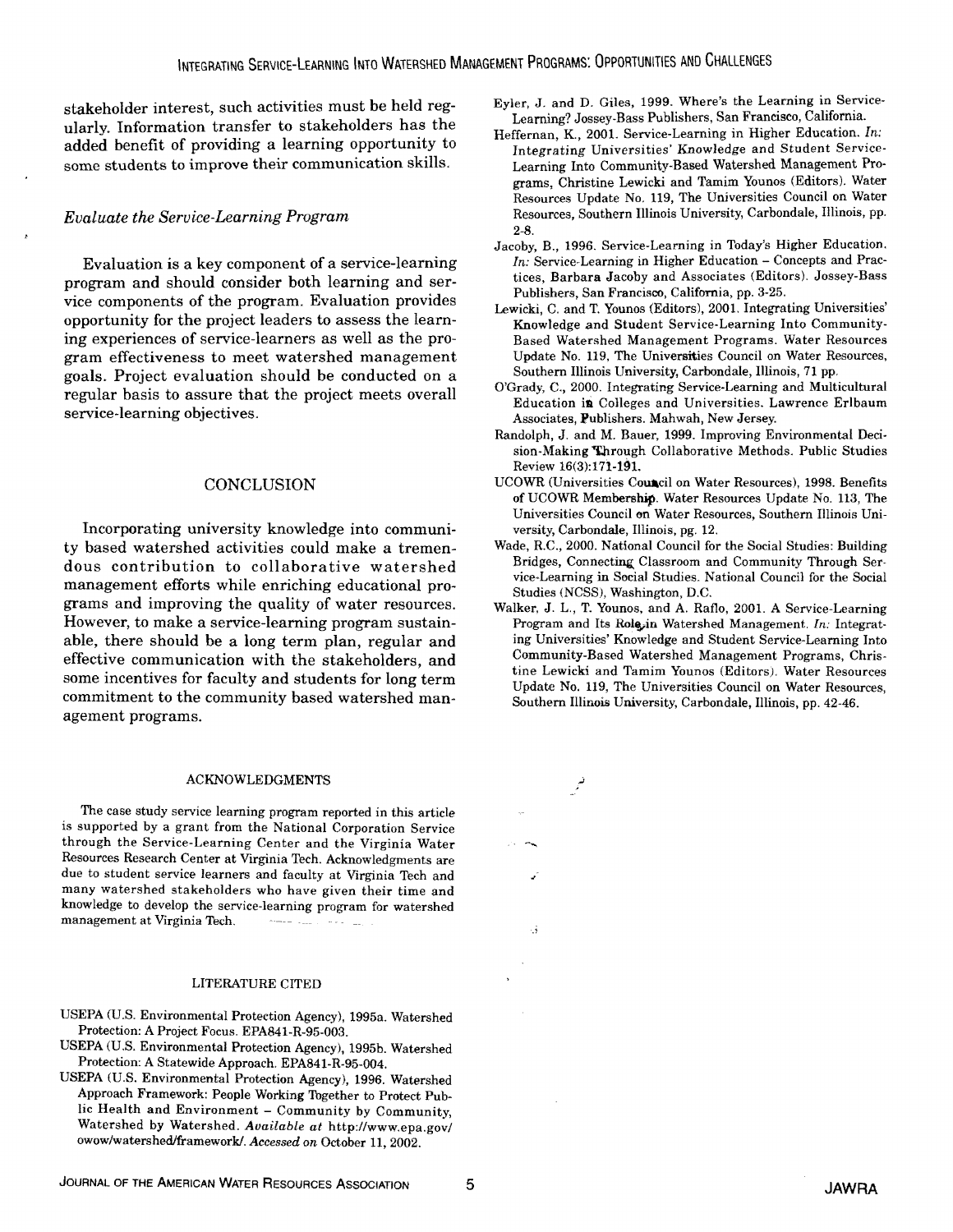stakeholder interest, such activities must be held regularly. Information transfer to stakeholders has the added benefit of providing a learning opportunity to some students to improve their communication skills.

### *Evaluate the Service-Learning Program*

Evaluation is a key component of a service-learning program and should consider both learning and service components of the program. Evaluation provides opportunity for the project leaders to assess the learning experiences of service-learners as well as the program effectiveness to meet watershed management goals. Project evaluation should be conducted on a regular basis to assure that the project meets overall service-learning objectives.

## CONCLUSION

Incorporating university knowledge into community based watershed activities could make a tremendous contribution to collaborative watershed management efforts while enriching educational programs and improving the quality of water resources. However, to make a service-learning program sustainable, there should be a long term plan, regular and effective communication with the stakeholders, and some incentives for faculty and students for long term commitment to the community based watershed management programs.

## ACKNOWLEDGMENTS

The case study service learning program reported in this article is supported by a grant from the National Corporation Service through the Service-Learning Center and the Virginia Water Resources Research Center at Virginia Tech. Acknowledgments are due to student service learners and faculty at Virginia Tech and many watershed stakeholders who have given their time and knowledge to develop the service-learning program for watershed management at Virginia Tech.

## LITERATURE CITED

USEPA (U.S. Environmental Protection Agency), 1995a. Watershed Protection: A Project Focus. EPA841-R-95-003.

USEPA (U.S. Environmental Protection Agency), 1995b. Watershed Protection: A Statewide Approach. EPA841-R-95-004.

USEPA (U.S. Environmental Protection Agency), 1996. Watershed Approach Framework: People Working Together to Protect Public Health and Environment – Community by Community, Watershed by Watershed. *Available at* http://www.epa.gov/owow/watershed/framework/. *Accessed on* October 11, 2002.

Eyler, J. and D. Giles, 1999. Where's the Learning in Service-Learning? Jossey-Bass Publishers, San Francisco, California.

Heffernan, K., 2001. Service-Learning in Higher Education. *In:* Integrating Universities' Knowledge and Student Service-Learning Into Community-Based Watershed Management Programs, Christine Lewicki and Tamim Younos (Editors). Water Resources Update No. 119, The Universities Council on Water Resources, Southern Illinois University, Carbondale, Illinois, pp. 2-8.

Jacoby, B., 1996. Service-Learning in Today's Higher Education. *In:* Service-Learning in Higher Education – Concepts and Practices, Barbara Jacoby and Associates (Editors). Jossey-Bass Publishers, San Francisco, California, pp. 3-25.

Lewicki, C. and T. Younos (Editors), 2001. Integrating Universities' Knowledge and Student Service-Learning Into Community-Based Watershed Management Programs. Water Resources Update No. 119, The Universities Council on Water Resources, Southern Illinois University, Carbondale, Illinois, 71 pp.

O'Grady, C., 2000. Integrating Service-Learning and Multicultural Education in Colleges and Universities. Lawrence Erlbaum Associates, Publishers. Mahwah, New Jersey.

Randolph, J. and M. Bauer, 1999. Improving Environmental Decision-Making Through Collaborative Methods. Public Studies Review 16(3):171-191.

UCOWR (Universities Council on Water Resources), 1998. Benefits of UCOWR Membership. Water Resources Update No. 113, The Universities Council on Water Resources, Southern Illinois University, Carbondale, Illinois, pg. 12.

Wade, R.C., 2000. National Council for the Social Studies: Building Bridges, Connecting Classroom and Community Through Service-Learning in Social Studies. National Council for the Social Studies (NCSS), Washington, D.C.

Walker, J. L., T. Younos, and A. Raflo, 2001. A Service-Learning Program and Its Role in Watershed Management. *In:* Integrating Universities' Knowledge and Student Service-Learning Into Community-Based Watershed Management Programs, Christine Lewicki and Tamim Younos (Editors). Water Resources Update No. 119, The Universities Council on Water Resources, Southern Illinois University, Carbondale, Illinois, pp. 42-46.